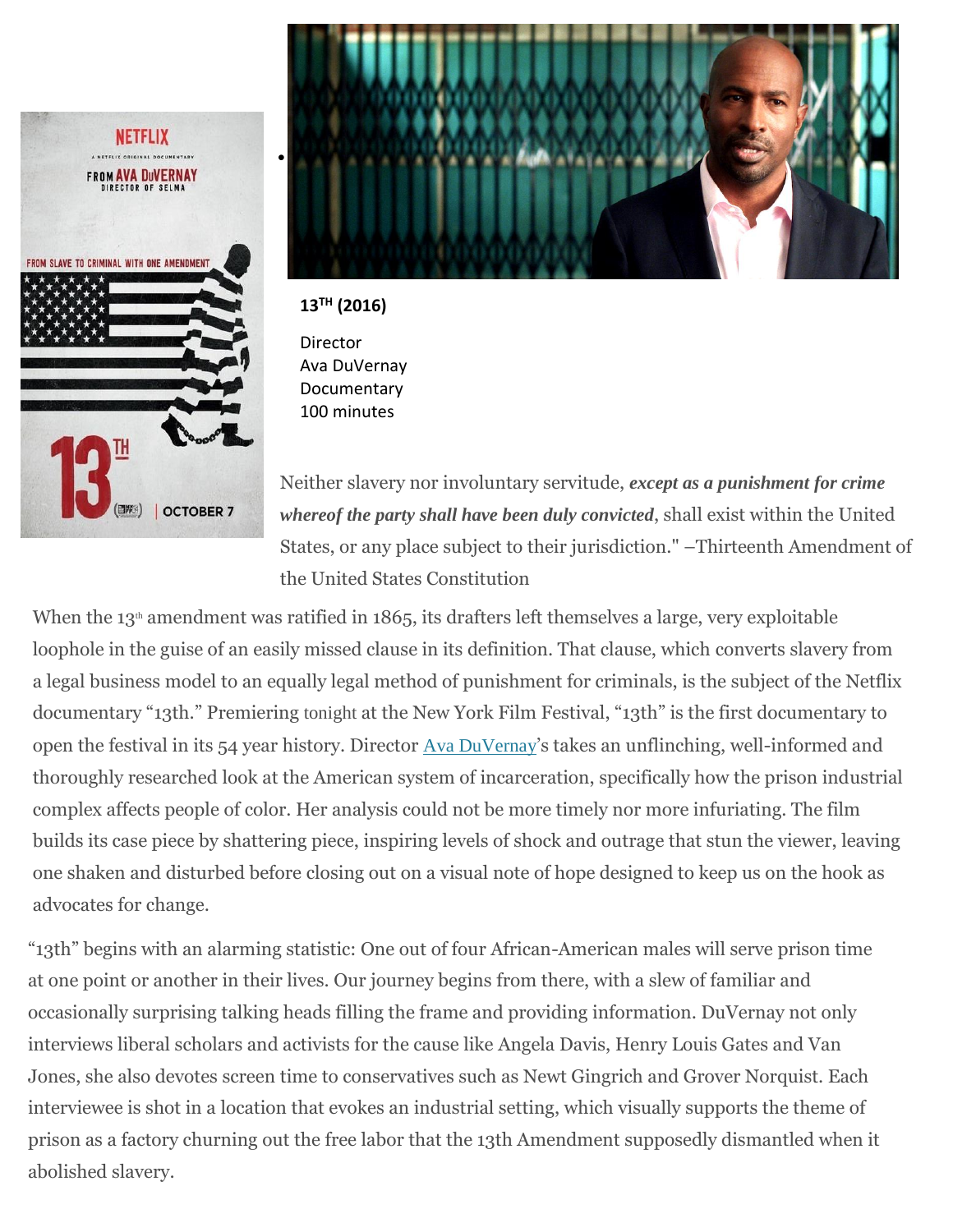**13TH (2016)**

Director
Ava DuVernay
Documentary
100 minutes

Neither slavery nor involuntary servitude, ***except as a punishment for crime whereof the party shall have been duly convicted***, shall exist within the United States, or any place subject to their jurisdiction." –Thirteenth Amendment of the United States Constitution

When the 13th amendment was ratified in 1865, its drafters left themselves a large, very exploitable loophole in the guise of an easily missed clause in its definition. That clause, which converts slavery from a legal business model to an equally legal method of punishment for criminals, is the subject of the Netflix documentary "13th." Premiering tonight at the New York Film Festival, "13th" is the first documentary to open the festival in its 54 year history. Director [Ava DuVernay](Ava DuVernay)'s takes an unflinching, well-informed and thoroughly researched look at the American system of incarceration, specifically how the prison industrial complex affects people of color. Her analysis could not be more timely nor more infuriating. The film builds its case piece by shattering piece, inspiring levels of shock and outrage that stun the viewer, leaving one shaken and disturbed before closing out on a visual note of hope designed to keep us on the hook as advocates for change.

"13th" begins with an alarming statistic: One out of four African-American males will serve prison time at one point or another in their lives. Our journey begins from there, with a slew of familiar and occasionally surprising talking heads filling the frame and providing information. DuVernay not only interviews liberal scholars and activists for the cause like Angela Davis, Henry Louis Gates and Van Jones, she also devotes screen time to conservatives such as Newt Gingrich and Grover Norquist. Each interviewee is shot in a location that evokes an industrial setting, which visually supports the theme of prison as a factory churning out the free labor that the 13th Amendment supposedly dismantled when it abolished slavery.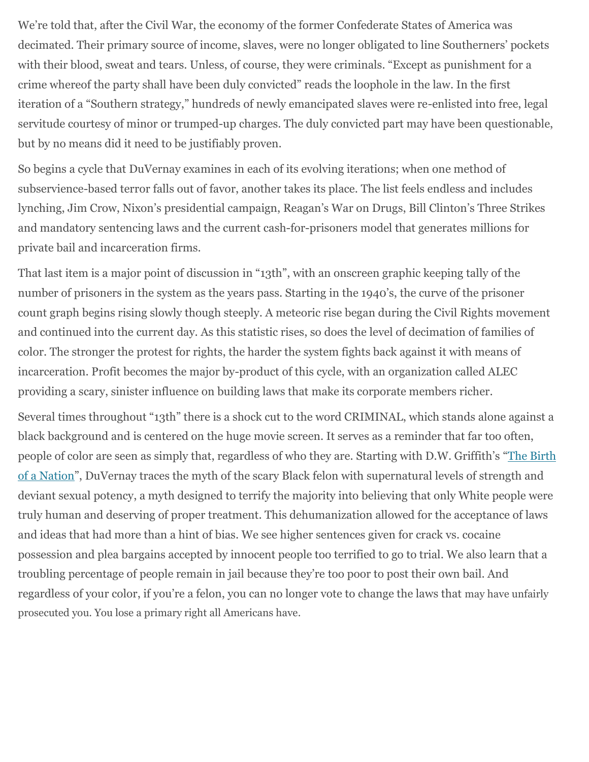We're told that, after the Civil War, the economy of the former Confederate States of America was decimated. Their primary source of income, slaves, were no longer obligated to line Southerners' pockets with their blood, sweat and tears. Unless, of course, they were criminals. "Except as punishment for a crime whereof the party shall have been duly convicted" reads the loophole in the law. In the first iteration of a "Southern strategy," hundreds of newly emancipated slaves were re-enlisted into free, legal servitude courtesy of minor or trumped-up charges. The duly convicted part may have been questionable, but by no means did it need to be justifiably proven.

So begins a cycle that DuVernay examines in each of its evolving iterations; when one method of subservience-based terror falls out of favor, another takes its place. The list feels endless and includes lynching, Jim Crow, Nixon's presidential campaign, Reagan's War on Drugs, Bill Clinton's Three Strikes and mandatory sentencing laws and the current cash-for-prisoners model that generates millions for private bail and incarceration firms.

That last item is a major point of discussion in "13th", with an onscreen graphic keeping tally of the number of prisoners in the system as the years pass. Starting in the 1940's, the curve of the prisoner count graph begins rising slowly though steeply. A meteoric rise began during the Civil Rights movement and continued into the current day. As this statistic rises, so does the level of decimation of families of color. The stronger the protest for rights, the harder the system fights back against it with means of incarceration. Profit becomes the major by-product of this cycle, with an organization called ALEC providing a scary, sinister influence on building laws that make its corporate members richer.

Several times throughout "13th" there is a shock cut to the word CRIMINAL, which stands alone against a black background and is centered on the huge movie screen. It serves as a reminder that far too often, people of color are seen as simply that, regardless of who they are. Starting with D.W. Griffith's "The Birth of a Nation", DuVernay traces the myth of the scary Black felon with supernatural levels of strength and deviant sexual potency, a myth designed to terrify the majority into believing that only White people were truly human and deserving of proper treatment. This dehumanization allowed for the acceptance of laws and ideas that had more than a hint of bias. We see higher sentences given for crack vs. cocaine possession and plea bargains accepted by innocent people too terrified to go to trial. We also learn that a troubling percentage of people remain in jail because they're too poor to post their own bail. And regardless of your color, if you're a felon, you can no longer vote to change the laws that may have unfairly prosecuted you. You lose a primary right all Americans have.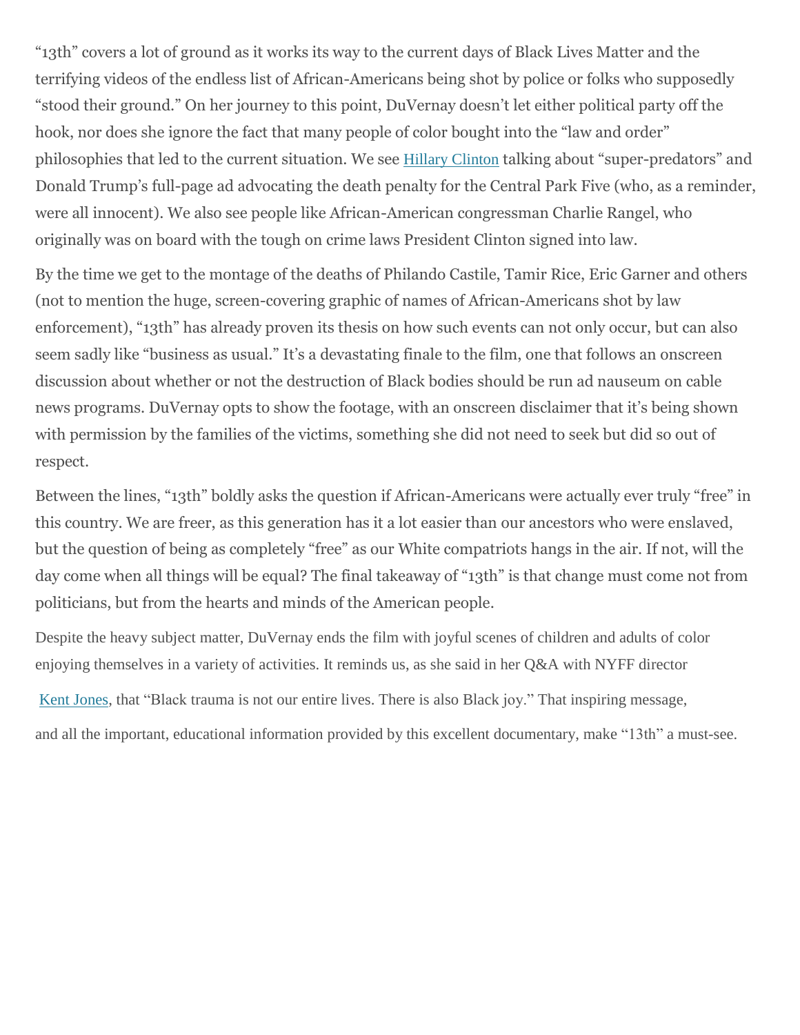"13th" covers a lot of ground as it works its way to the current days of Black Lives Matter and the terrifying videos of the endless list of African-Americans being shot by police or folks who supposedly "stood their ground." On her journey to this point, DuVernay doesn't let either political party off the hook, nor does she ignore the fact that many people of color bought into the "law and order" philosophies that led to the current situation. We see Hillary Clinton talking about "super-predators" and Donald Trump's full-page ad advocating the death penalty for the Central Park Five (who, as a reminder, were all innocent). We also see people like African-American congressman Charlie Rangel, who originally was on board with the tough on crime laws President Clinton signed into law.

By the time we get to the montage of the deaths of Philando Castile, Tamir Rice, Eric Garner and others (not to mention the huge, screen-covering graphic of names of African-Americans shot by law enforcement), "13th" has already proven its thesis on how such events can not only occur, but can also seem sadly like "business as usual." It's a devastating finale to the film, one that follows an onscreen discussion about whether or not the destruction of Black bodies should be run ad nauseum on cable news programs. DuVernay opts to show the footage, with an onscreen disclaimer that it's being shown with permission by the families of the victims, something she did not need to seek but did so out of respect.

Between the lines, "13th" boldly asks the question if African-Americans were actually ever truly "free" in this country. We are freer, as this generation has it a lot easier than our ancestors who were enslaved, but the question of being as completely "free" as our White compatriots hangs in the air. If not, will the day come when all things will be equal? The final takeaway of "13th" is that change must come not from politicians, but from the hearts and minds of the American people.

Despite the heavy subject matter, DuVernay ends the film with joyful scenes of children and adults of color enjoying themselves in a variety of activities. It reminds us, as she said in her Q&A with NYFF director Kent Jones, that "Black trauma is not our entire lives. There is also Black joy." That inspiring message, and all the important, educational information provided by this excellent documentary, make "13th" a must-see.